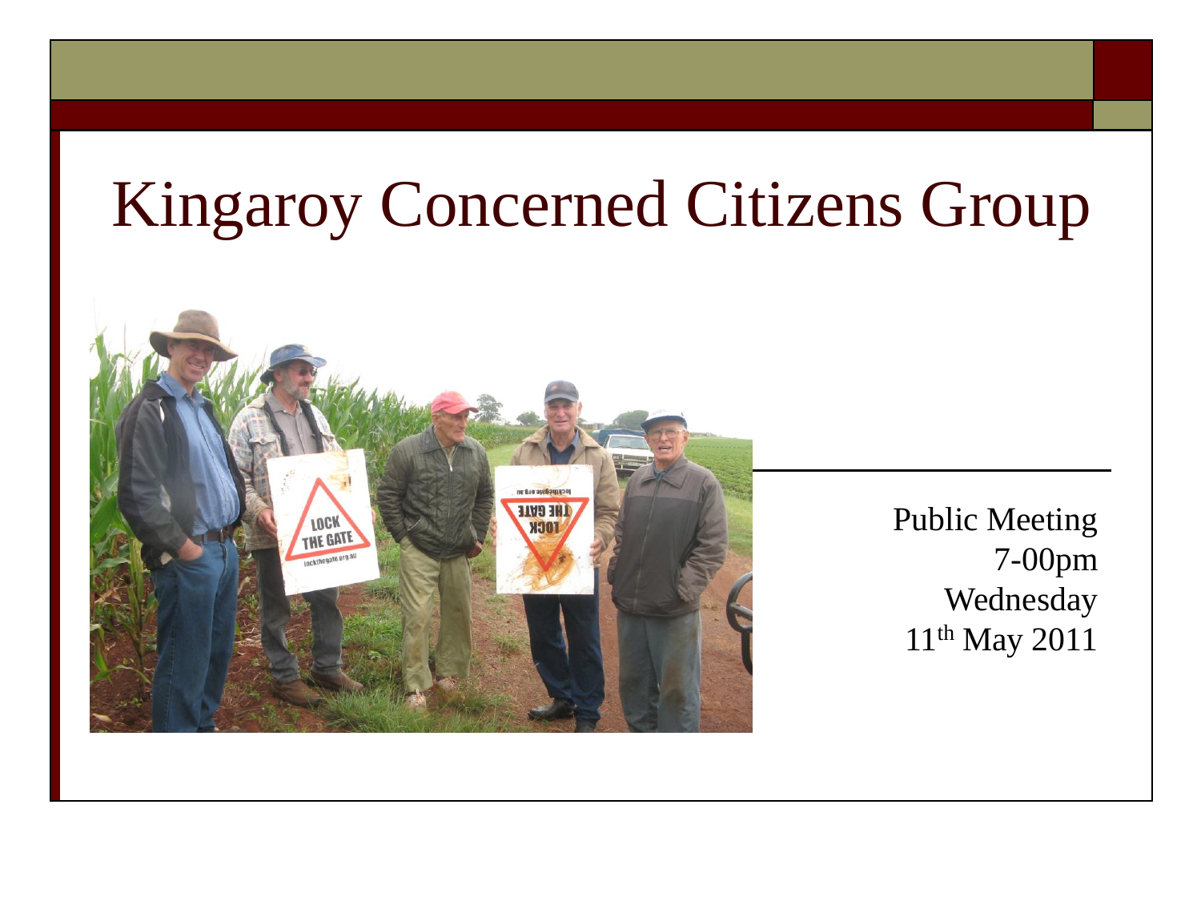# Kingaroy Concerned Citizens Group

Public Meeting
7-00pm
Wednesday
11th May 2011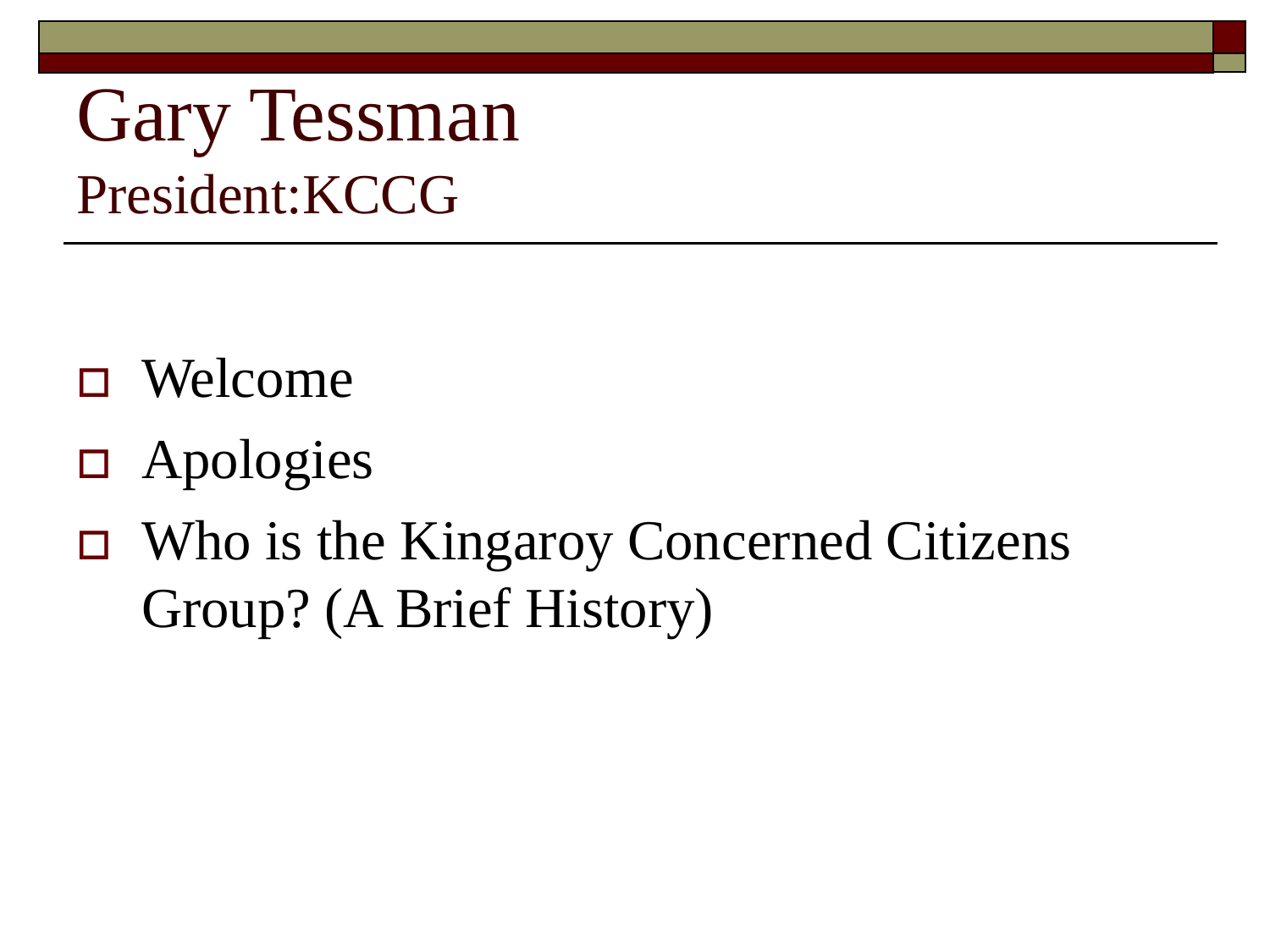# Gary Tessman

## President:KCCG

- Welcome
- Apologies
- Who is the Kingaroy Concerned Citizens Group? (A Brief History)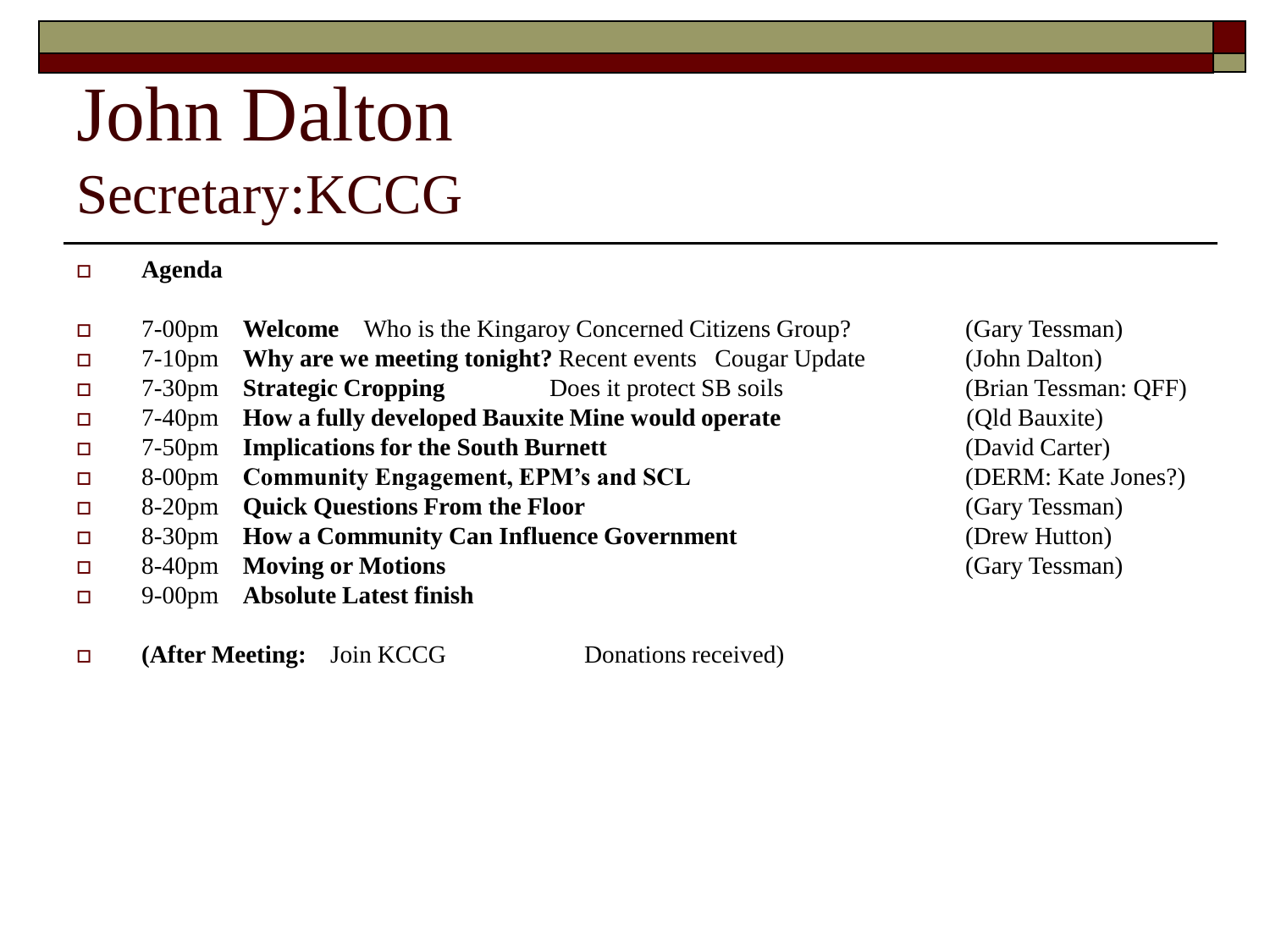# John Dalton

## Secretary:KCCG

- **Agenda**

| Time | Item | Presenter |
|---|---|---|
| 7-00pm | **Welcome** Who is the Kingaroy Concerned Citizens Group? | (Gary Tessman) |
| 7-10pm | **Why are we meeting tonight?** Recent events Cougar Update | (John Dalton) |
| 7-30pm | **Strategic Cropping** Does it protect SB soils | (Brian Tessman: QFF) |
| 7-40pm | **How a fully developed Bauxite Mine would operate** | (Qld Bauxite) |
| 7-50pm | **Implications for the South Burnett** | (David Carter) |
| 8-00pm | **Community Engagement, EPM's and SCL** | (DERM: Kate Jones?) |
| 8-20pm | **Quick Questions From the Floor** | (Gary Tessman) |
| 8-30pm | **How a Community Can Influence Government** | (Drew Hutton) |
| 8-40pm | **Moving or Motions** | (Gary Tessman) |
| 9-00pm | **Absolute Latest finish** | |

- **(After Meeting:** Join KCCG Donations received)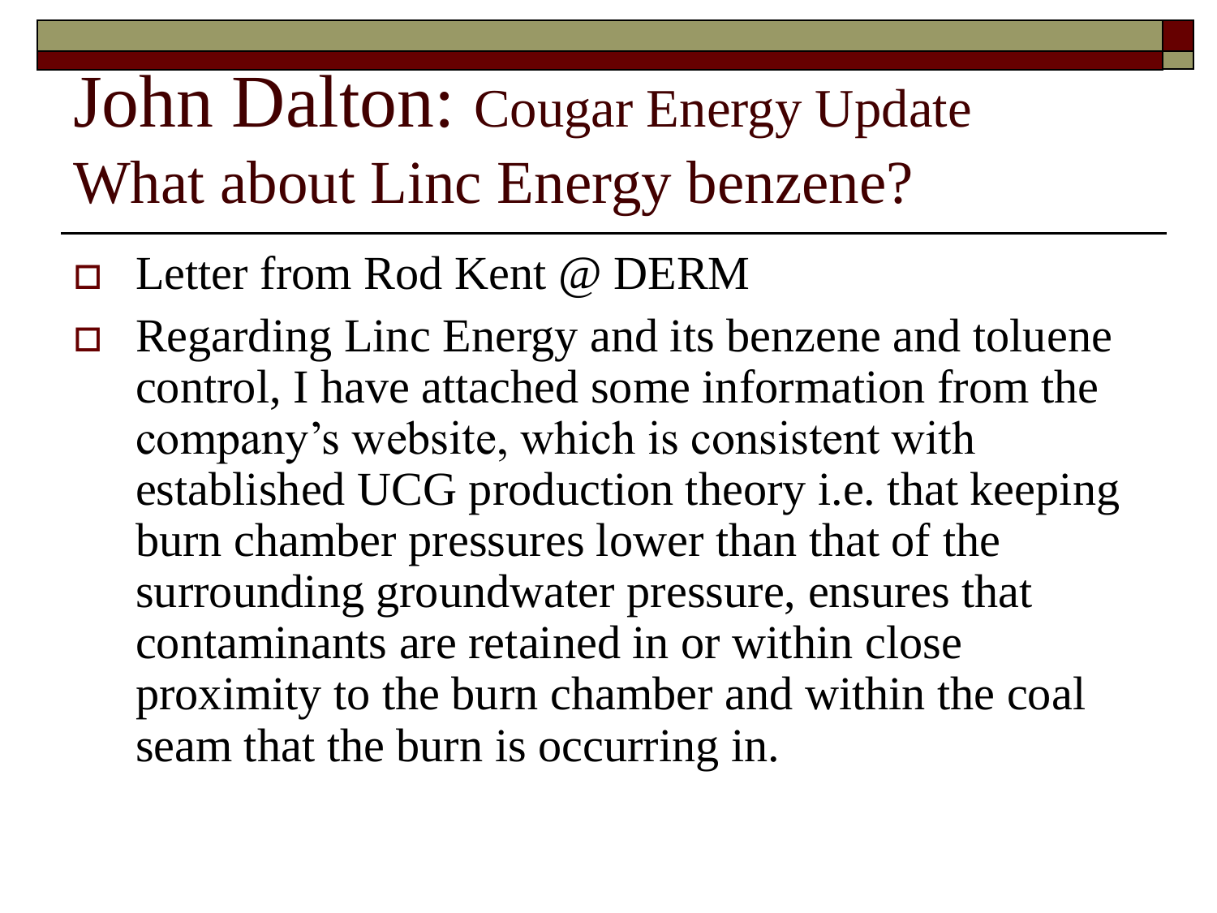# John Dalton: Cougar Energy Update

## What about Linc Energy benzene?

- Letter from Rod Kent @ DERM
- Regarding Linc Energy and its benzene and toluene control, I have attached some information from the company's website, which is consistent with established UCG production theory i.e. that keeping burn chamber pressures lower than that of the surrounding groundwater pressure, ensures that contaminants are retained in or within close proximity to the burn chamber and within the coal seam that the burn is occurring in.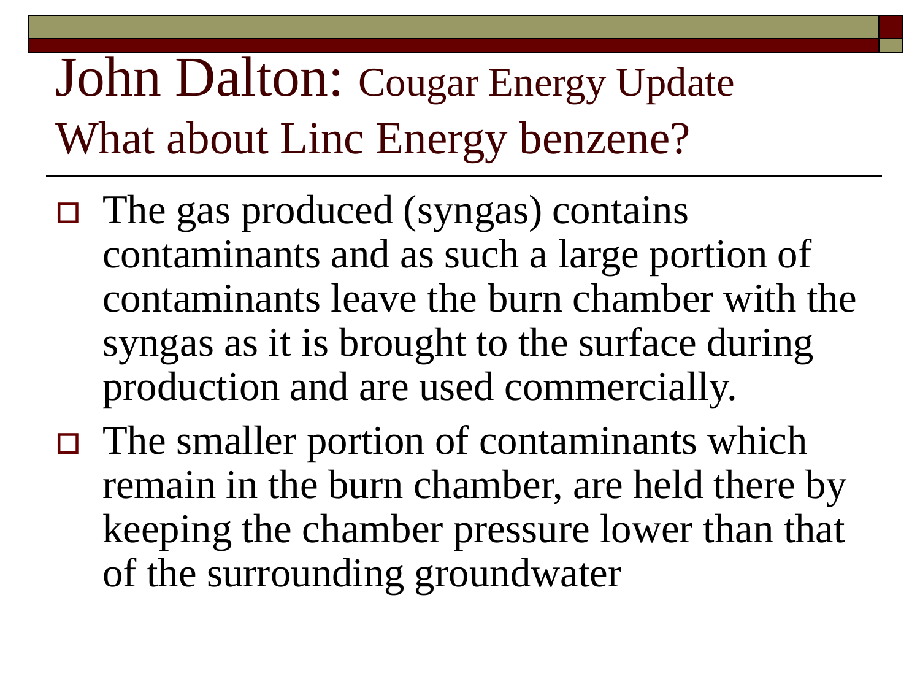# John Dalton: Cougar Energy Update

## What about Linc Energy benzene?

- The gas produced (syngas) contains contaminants and as such a large portion of contaminants leave the burn chamber with the syngas as it is brought to the surface during production and are used commercially.
- The smaller portion of contaminants which remain in the burn chamber, are held there by keeping the chamber pressure lower than that of the surrounding groundwater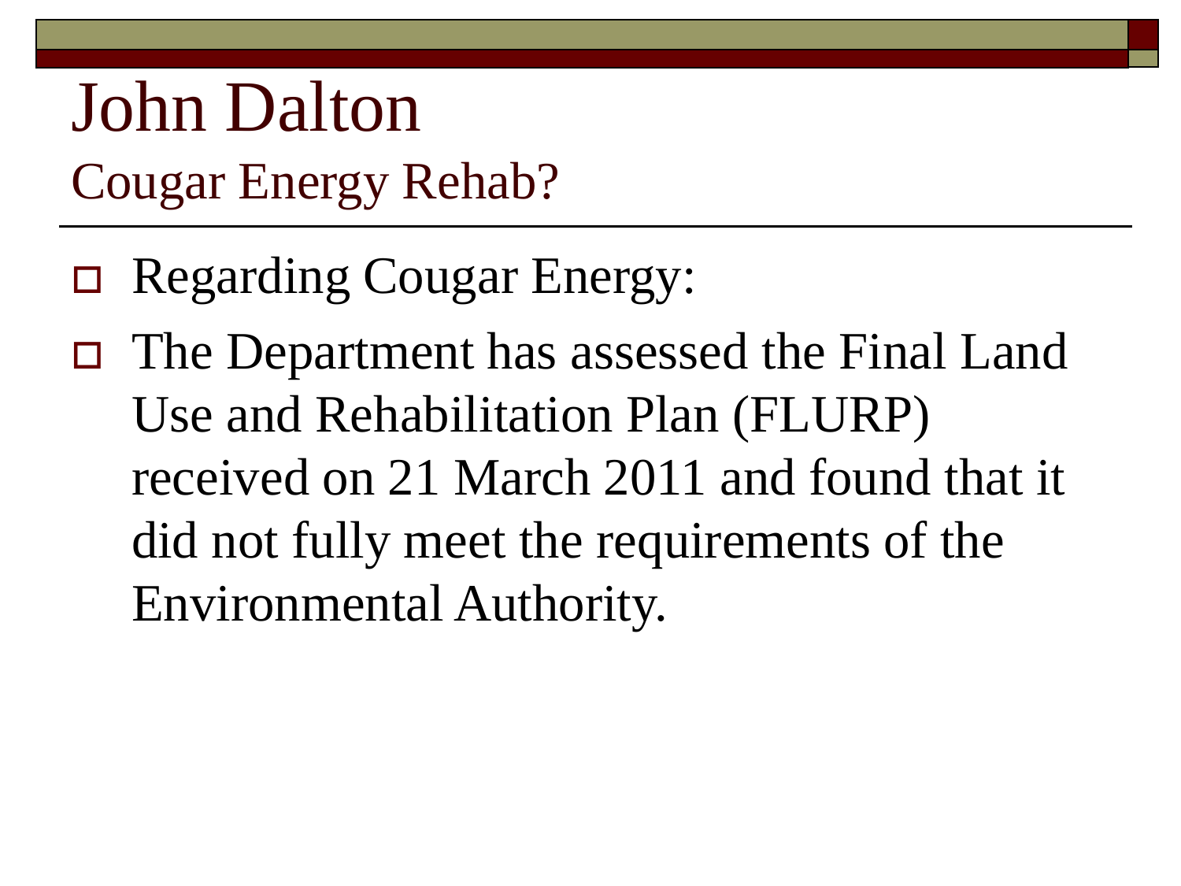# John Dalton

## Cougar Energy Rehab?

- Regarding Cougar Energy:
- The Department has assessed the Final Land Use and Rehabilitation Plan (FLURP) received on 21 March 2011 and found that it did not fully meet the requirements of the Environmental Authority.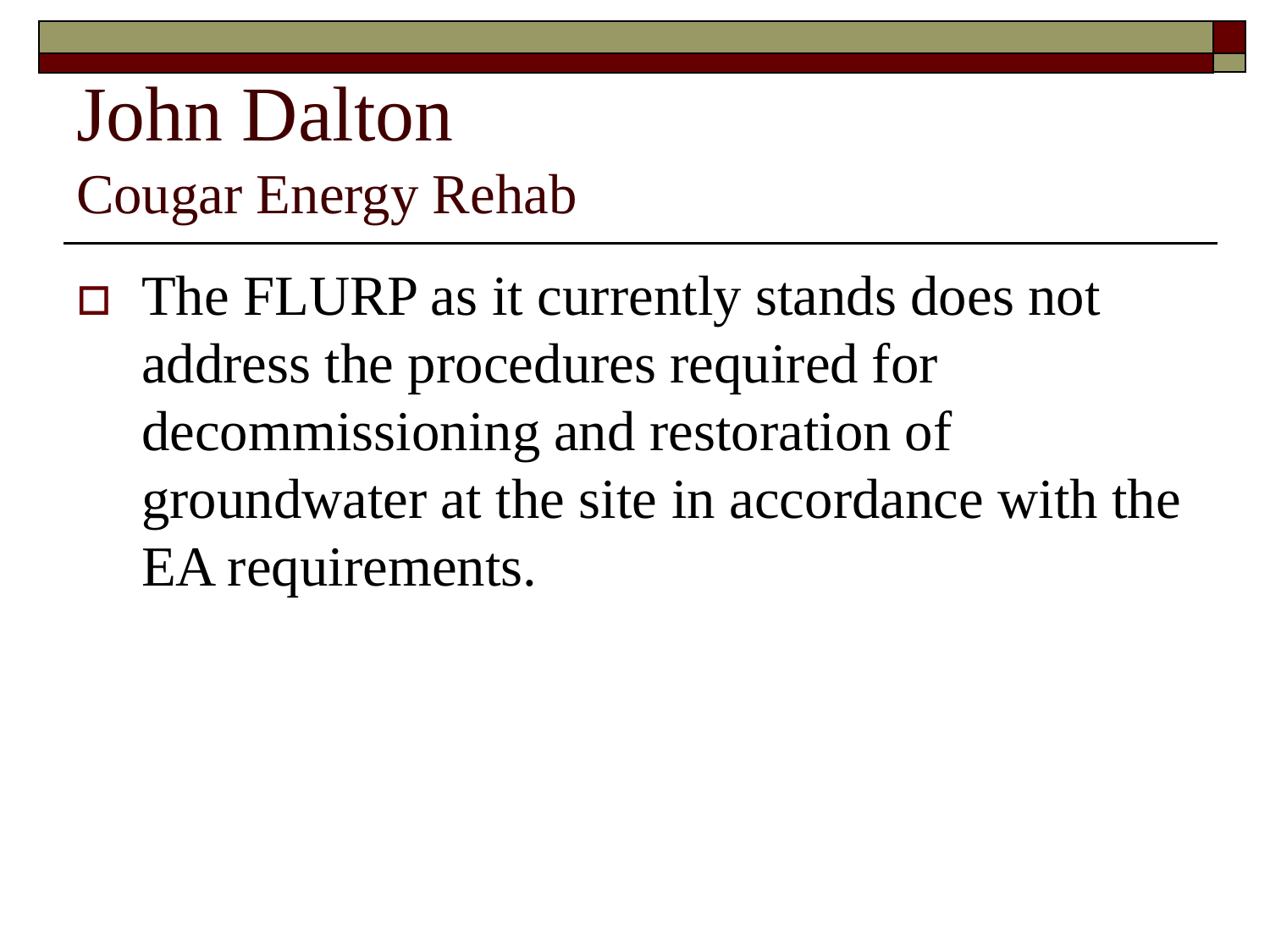# John Dalton

## Cougar Energy Rehab

- The FLURP as it currently stands does not address the procedures required for decommissioning and restoration of groundwater at the site in accordance with the EA requirements.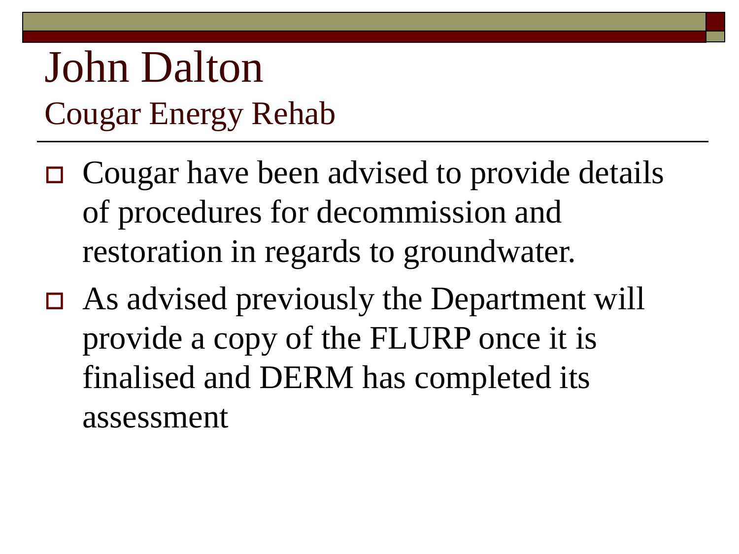# John Dalton

## Cougar Energy Rehab

- Cougar have been advised to provide details of procedures for decommission and restoration in regards to groundwater.
- As advised previously the Department will provide a copy of the FLURP once it is finalised and DERM has completed its assessment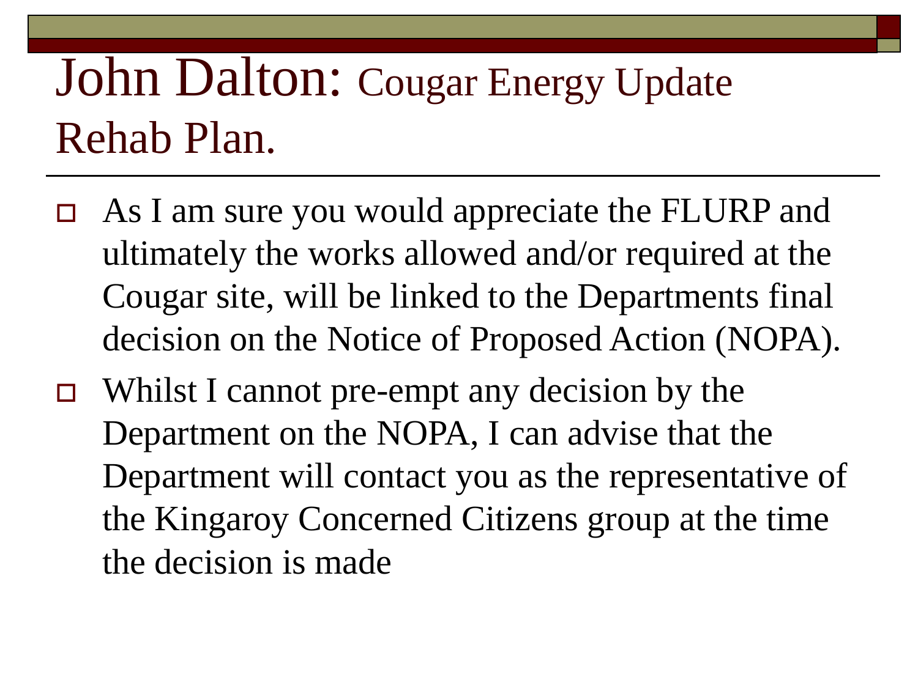# John Dalton: Cougar Energy Update Rehab Plan.

- As I am sure you would appreciate the FLURP and ultimately the works allowed and/or required at the Cougar site, will be linked to the Departments final decision on the Notice of Proposed Action (NOPA).
- Whilst I cannot pre-empt any decision by the Department on the NOPA, I can advise that the Department will contact you as the representative of the Kingaroy Concerned Citizens group at the time the decision is made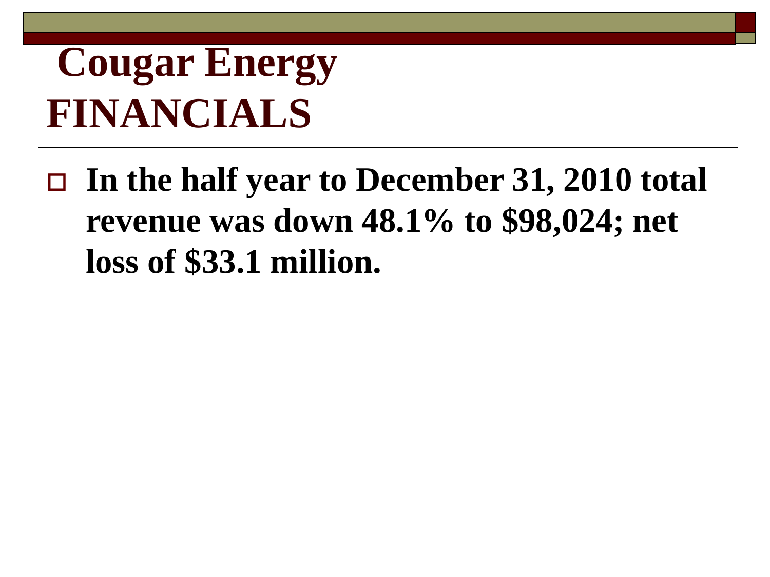# Cougar Energy FINANCIALS

- **In the half year to December 31, 2010 total revenue was down 48.1% to $98,024; net loss of $33.1 million.**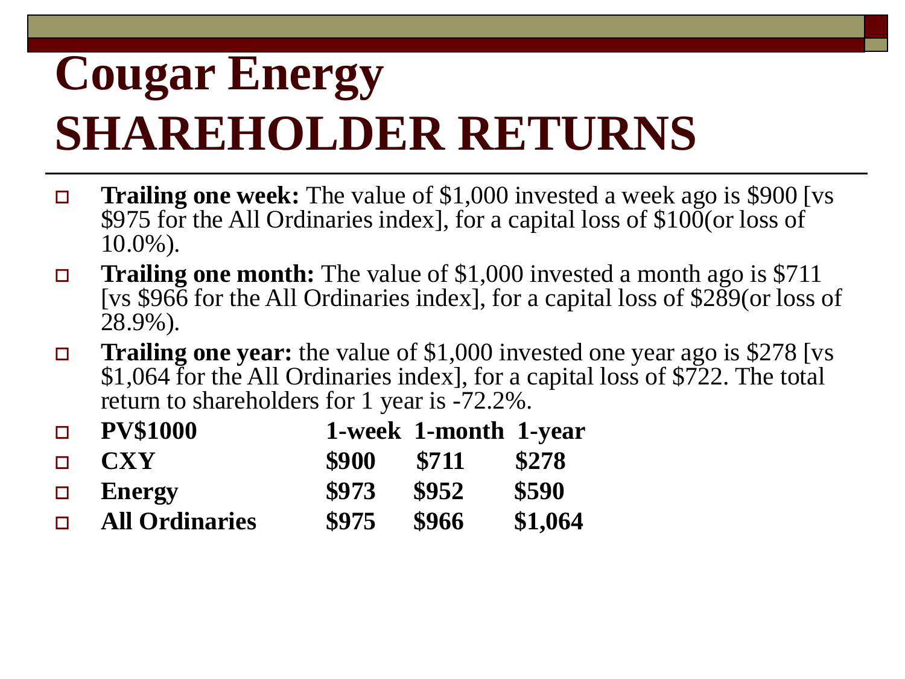# Cougar Energy SHAREHOLDER RETURNS

- **Trailing one week:** The value of $1,000 invested a week ago is $900 [vs $975 for the All Ordinaries index], for a capital loss of $100(or loss of 10.0%).
- **Trailing one month:** The value of $1,000 invested a month ago is $711 [vs $966 for the All Ordinaries index], for a capital loss of $289(or loss of 28.9%).
- **Trailing one year:** the value of $1,000 invested one year ago is $278 [vs $1,064 for the All Ordinaries index], for a capital loss of $722. The total return to shareholders for 1 year is -72.2%.

| **PV$1000** | **1-week** | **1-month** | **1-year** |
|---|---|---|---|
| **CXY** | **$900** | **$711** | **$278** |
| **Energy** | **$973** | **$952** | **$590** |
| **All Ordinaries** | **$975** | **$966** | **$1,064** |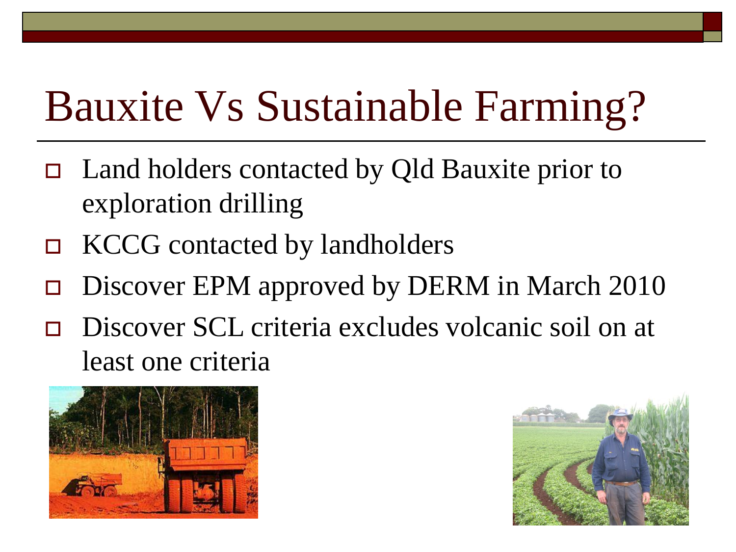# Bauxite Vs Sustainable Farming?

- Land holders contacted by Qld Bauxite prior to exploration drilling
- KCCG contacted by landholders
- Discover EPM approved by DERM in March 2010
- Discover SCL criteria excludes volcanic soil on at least one criteria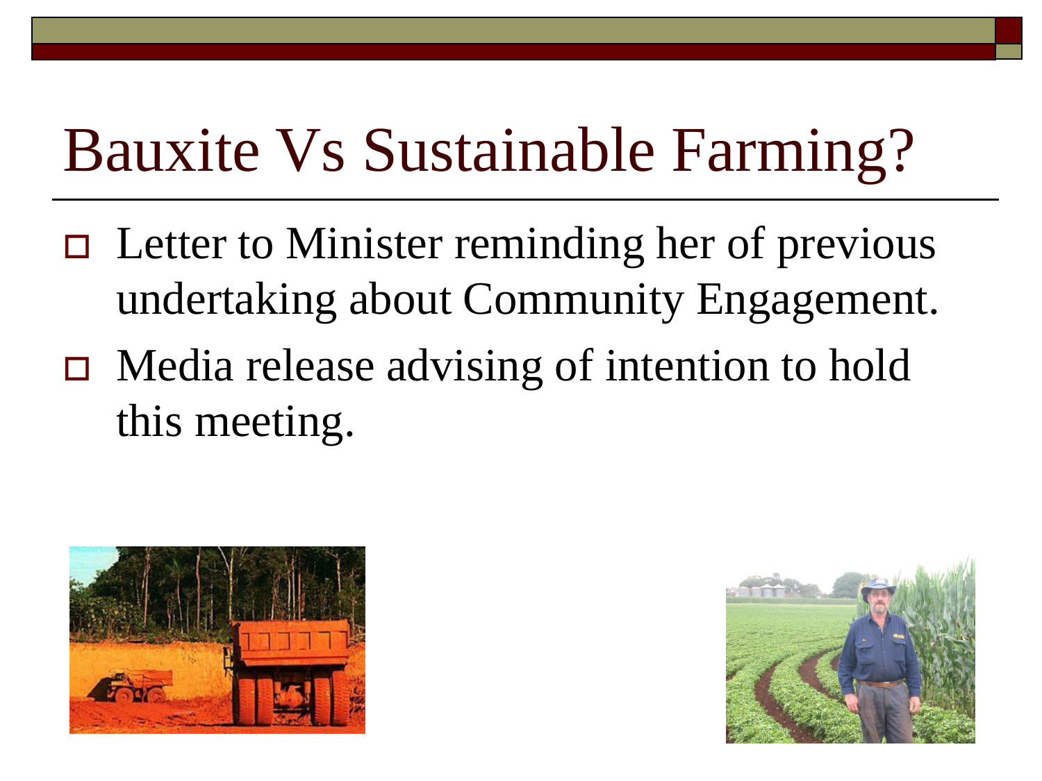# Bauxite Vs Sustainable Farming?

- Letter to Minister reminding her of previous undertaking about Community Engagement.
- Media release advising of intention to hold this meeting.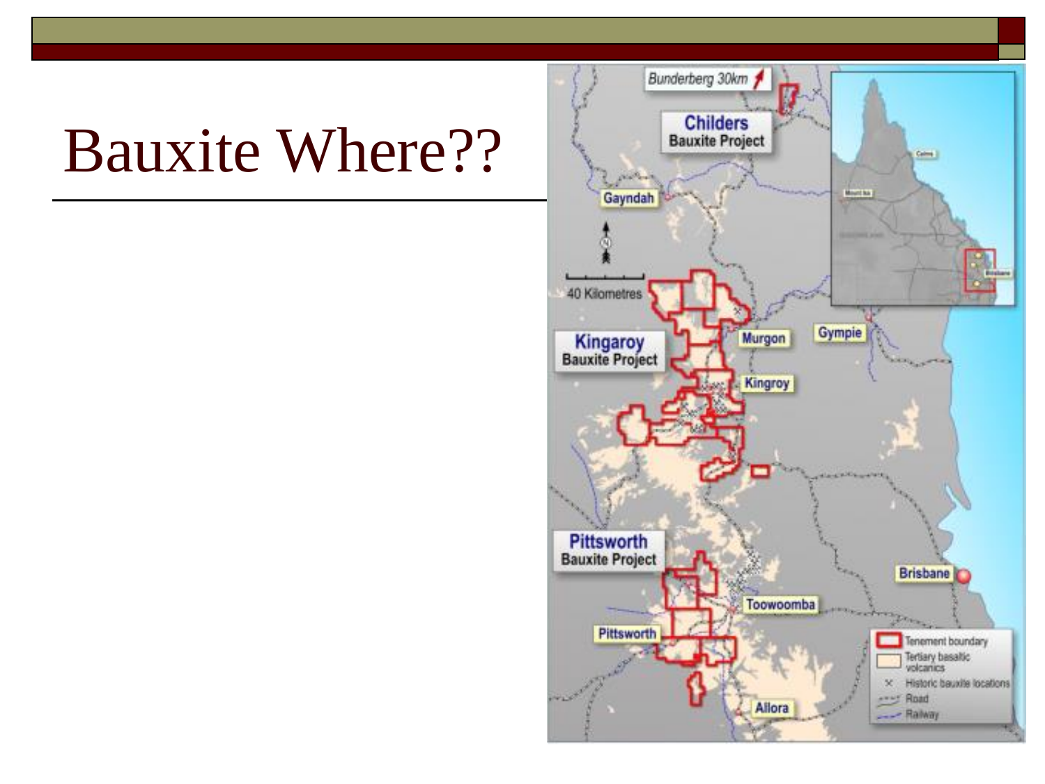# Bauxite Where??

Bunderberg 30km

**Childers**
Bauxite Project

Gayndah

40 Kilometres

**Kingaroy**
Bauxite Project

Murgon

Gympie

Kingroy

**Pittsworth**
Bauxite Project

Brisbane

Toowoomba

Pittsworth

Allora

Tenement boundary

Tertiary basaltic volcanics

Historic bauxite locations

Road

Railway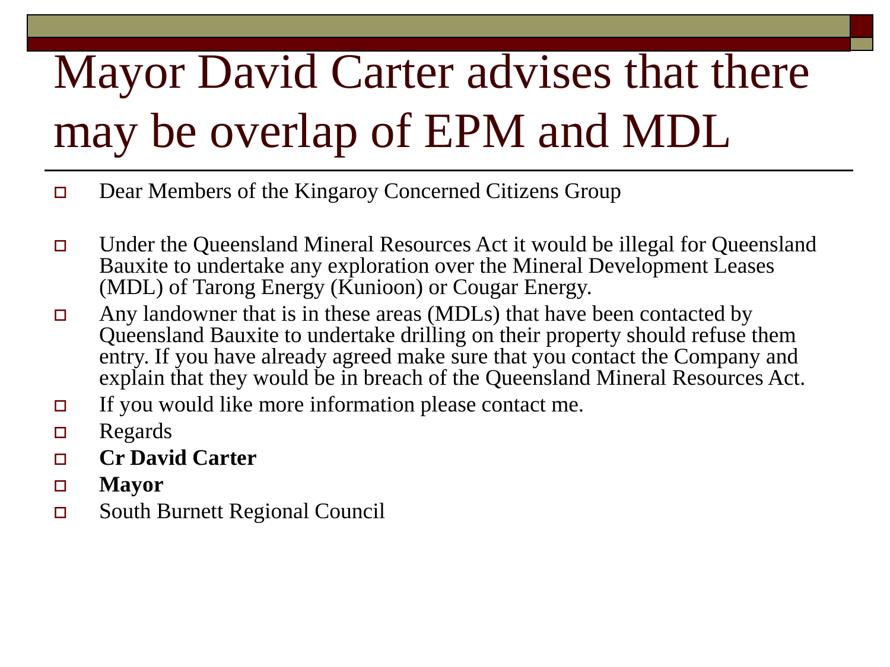# Mayor David Carter advises that there may be overlap of EPM and MDL

- Dear Members of the Kingaroy Concerned Citizens Group
- Under the Queensland Mineral Resources Act it would be illegal for Queensland Bauxite to undertake any exploration over the Mineral Development Leases (MDL) of Tarong Energy (Kunioon) or Cougar Energy.
- Any landowner that is in these areas (MDLs) that have been contacted by Queensland Bauxite to undertake drilling on their property should refuse them entry. If you have already agreed make sure that you contact the Company and explain that they would be in breach of the Queensland Mineral Resources Act.
- If you would like more information please contact me.
- Regards
- **Cr David Carter**
- **Mayor**
- South Burnett Regional Council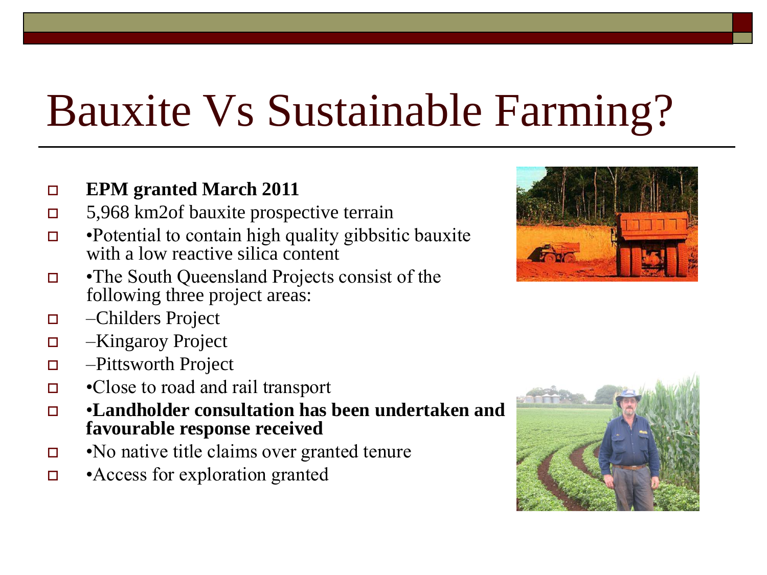# Bauxite Vs Sustainable Farming?

- **EPM granted March 2011**
- 5,968 km2of bauxite prospective terrain
- •Potential to contain high quality gibbsitic bauxite with a low reactive silica content
- •The South Queensland Projects consist of the following three project areas:
- –Childers Project
- –Kingaroy Project
- –Pittsworth Project
- •Close to road and rail transport
- •**Landholder consultation has been undertaken and favourable response received**
- •No native title claims over granted tenure
- •Access for exploration granted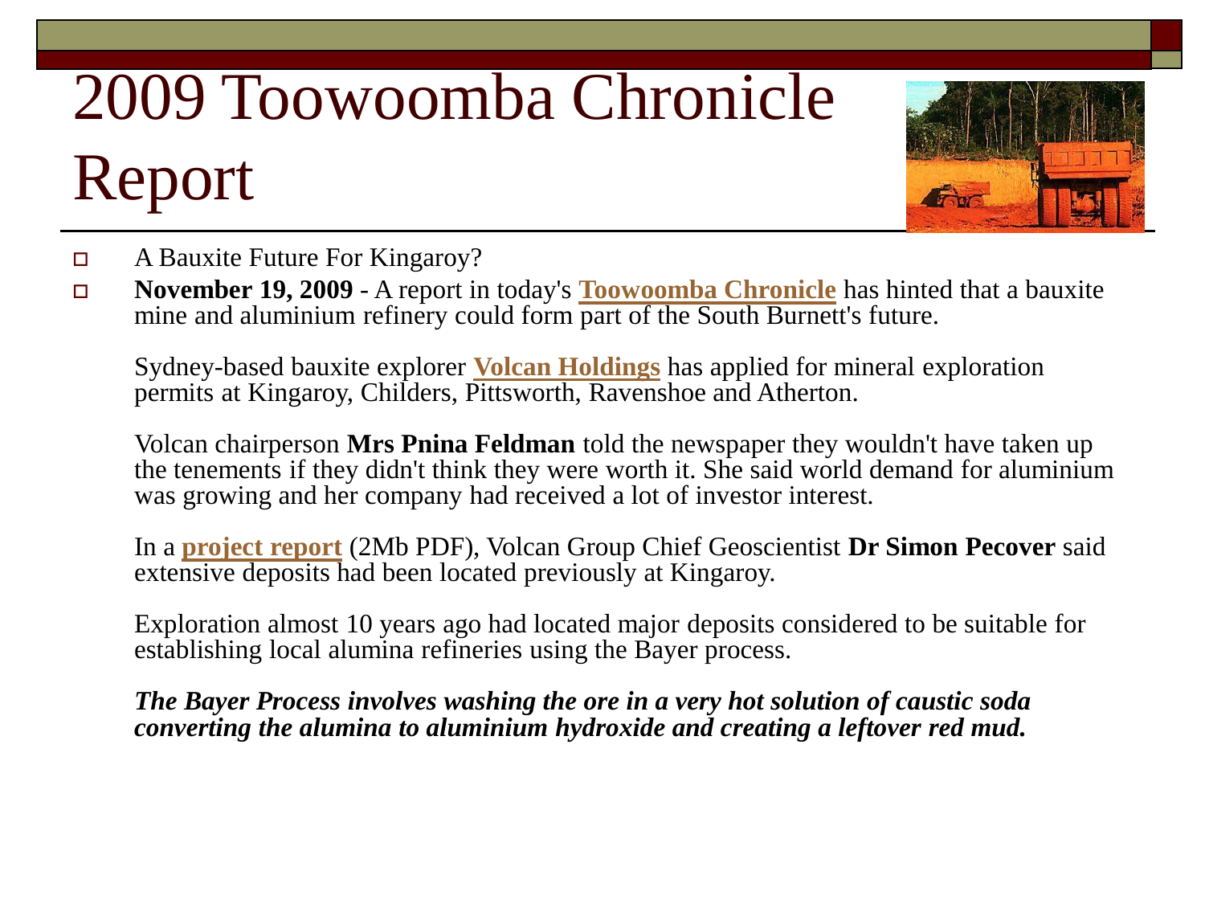# 2009 Toowoomba Chronicle Report

- A Bauxite Future For Kingaroy?
- **November 19, 2009** - A report in today's **Toowoomba Chronicle** has hinted that a bauxite mine and aluminium refinery could form part of the South Burnett's future.

  Sydney-based bauxite explorer **Volcan Holdings** has applied for mineral exploration permits at Kingaroy, Childers, Pittsworth, Ravenshoe and Atherton.

  Volcan chairperson **Mrs Pnina Feldman** told the newspaper they wouldn't have taken up the tenements if they didn't think they were worth it. She said world demand for aluminium was growing and her company had received a lot of investor interest.

  In a **project report** (2Mb PDF), Volcan Group Chief Geoscientist **Dr Simon Pecover** said extensive deposits had been located previously at Kingaroy.

  Exploration almost 10 years ago had located major deposits considered to be suitable for establishing local alumina refineries using the Bayer process.

  ***The Bayer Process involves washing the ore in a very hot solution of caustic soda converting the alumina to aluminium hydroxide and creating a leftover red mud.***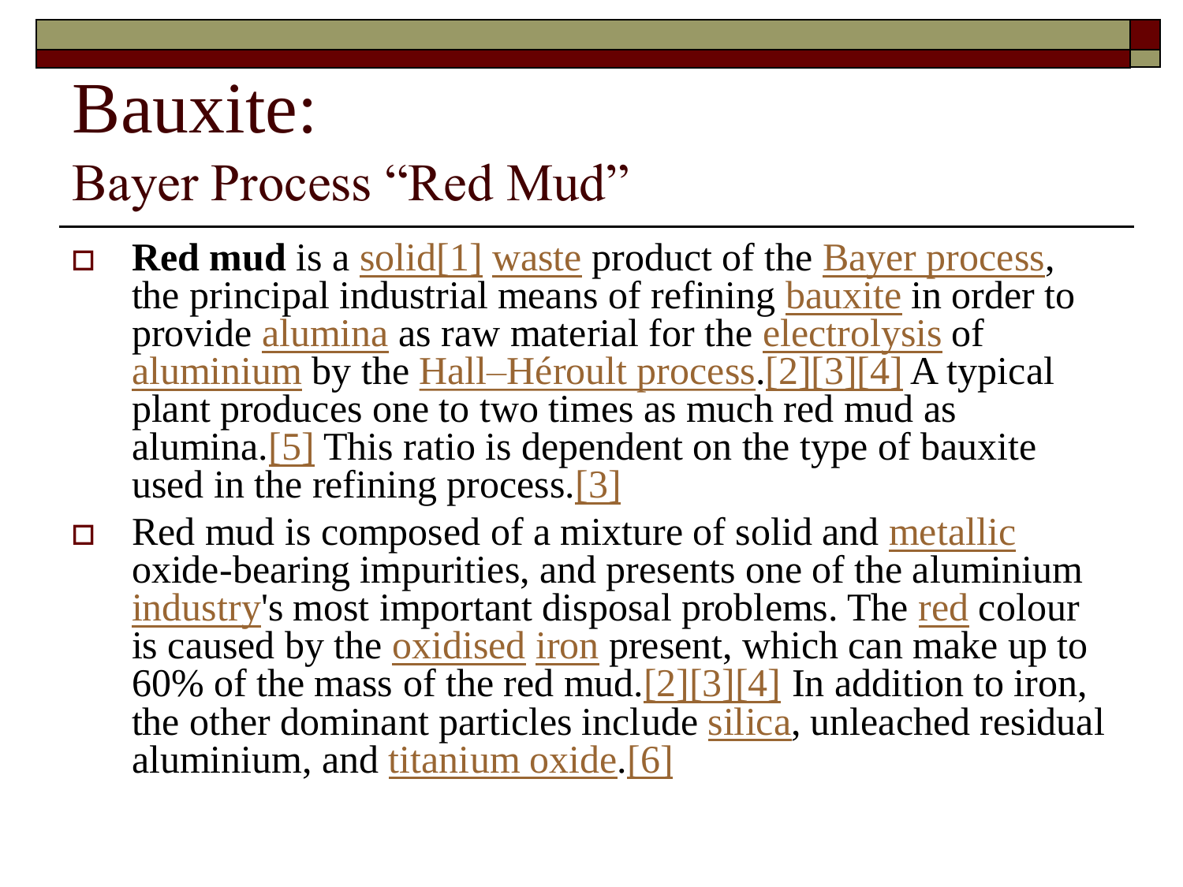# Bauxite:

## Bayer Process “Red Mud”

- **Red mud** is a solid[1] waste product of the Bayer process, the principal industrial means of refining bauxite in order to provide alumina as raw material for the electrolysis of aluminium by the Hall–Héroult process.[2][3][4] A typical plant produces one to two times as much red mud as alumina.[5] This ratio is dependent on the type of bauxite used in the refining process.[3]
- Red mud is composed of a mixture of solid and metallic oxide-bearing impurities, and presents one of the aluminium industry's most important disposal problems. The red colour is caused by the oxidised iron present, which can make up to 60% of the mass of the red mud.[2][3][4] In addition to iron, the other dominant particles include silica, unleached residual aluminium, and titanium oxide.[6]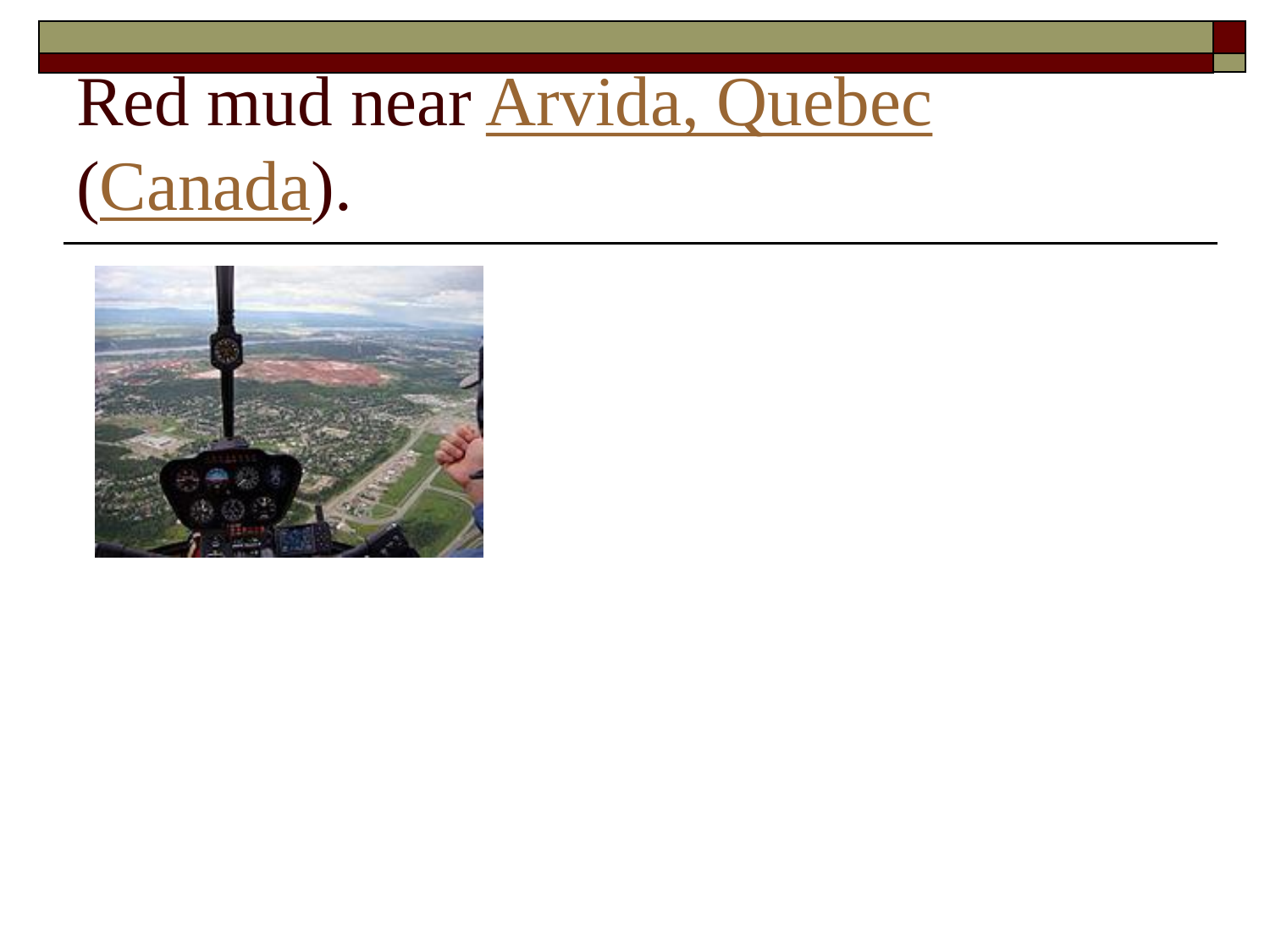# Red mud near Arvida, Quebec (Canada).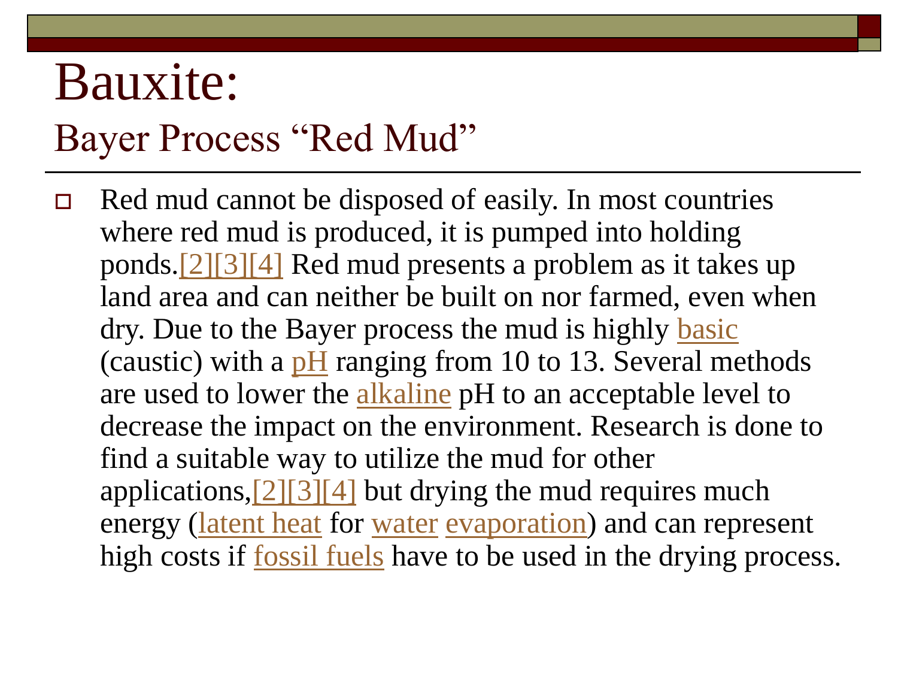# Bauxite:

## Bayer Process "Red Mud"

- Red mud cannot be disposed of easily. In most countries where red mud is produced, it is pumped into holding ponds.[2][3][4] Red mud presents a problem as it takes up land area and can neither be built on nor farmed, even when dry. Due to the Bayer process the mud is highly basic (caustic) with a pH ranging from 10 to 13. Several methods are used to lower the alkaline pH to an acceptable level to decrease the impact on the environment. Research is done to find a suitable way to utilize the mud for other applications,[2][3][4] but drying the mud requires much energy (latent heat for water evaporation) and can represent high costs if fossil fuels have to be used in the drying process.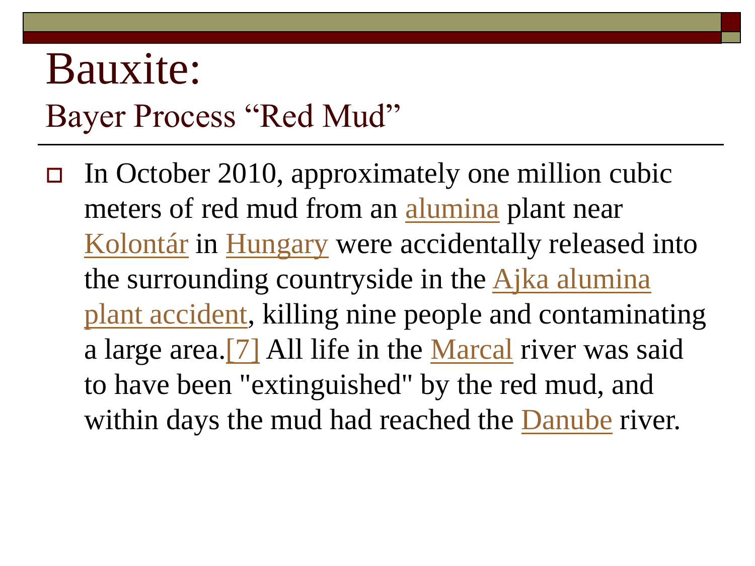# Bauxite:

## Bayer Process “Red Mud”

- In October 2010, approximately one million cubic meters of red mud from an alumina plant near Kolontár in Hungary were accidentally released into the surrounding countryside in the Ajka alumina plant accident, killing nine people and contaminating a large area.[7] All life in the Marcal river was said to have been "extinguished" by the red mud, and within days the mud had reached the Danube river.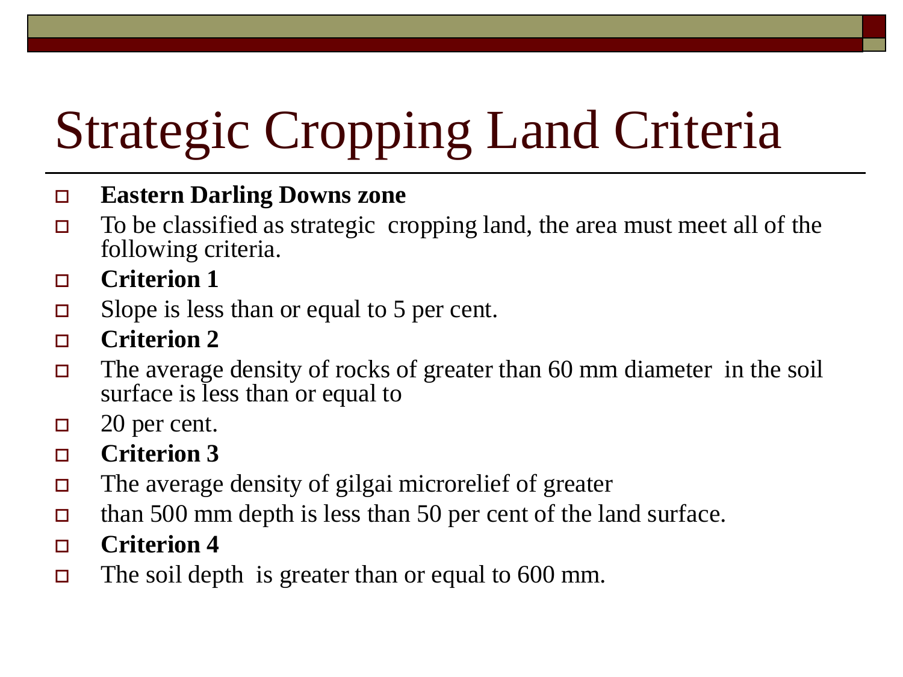# Strategic Cropping Land Criteria

- **Eastern Darling Downs zone**
- To be classified as strategic cropping land, the area must meet all of the following criteria.
- **Criterion 1**
- Slope is less than or equal to 5 per cent.
- **Criterion 2**
- The average density of rocks of greater than 60 mm diameter in the soil surface is less than or equal to
- 20 per cent.
- **Criterion 3**
- The average density of gilgai microrelief of greater
- than 500 mm depth is less than 50 per cent of the land surface.
- **Criterion 4**
- The soil depth is greater than or equal to 600 mm.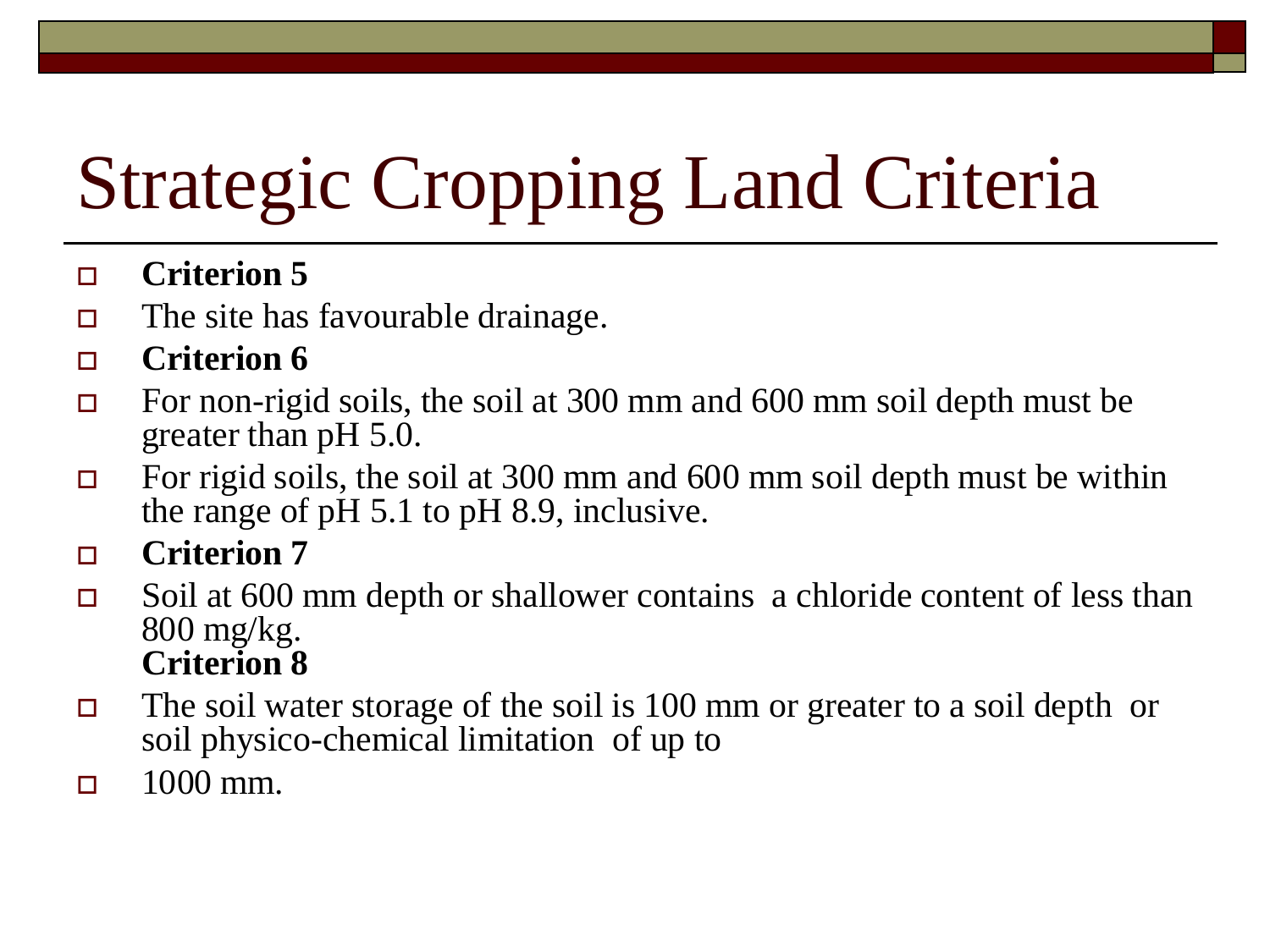# Strategic Cropping Land Criteria

- **Criterion 5**
- The site has favourable drainage.
- **Criterion 6**
- For non-rigid soils, the soil at 300 mm and 600 mm soil depth must be greater than pH 5.0.
- For rigid soils, the soil at 300 mm and 600 mm soil depth must be within the range of pH 5.1 to pH 8.9, inclusive.
- **Criterion 7**
- Soil at 600 mm depth or shallower contains a chloride content of less than 800 mg/kg.
  **Criterion 8**
- The soil water storage of the soil is 100 mm or greater to a soil depth or soil physico-chemical limitation of up to
- 1000 mm.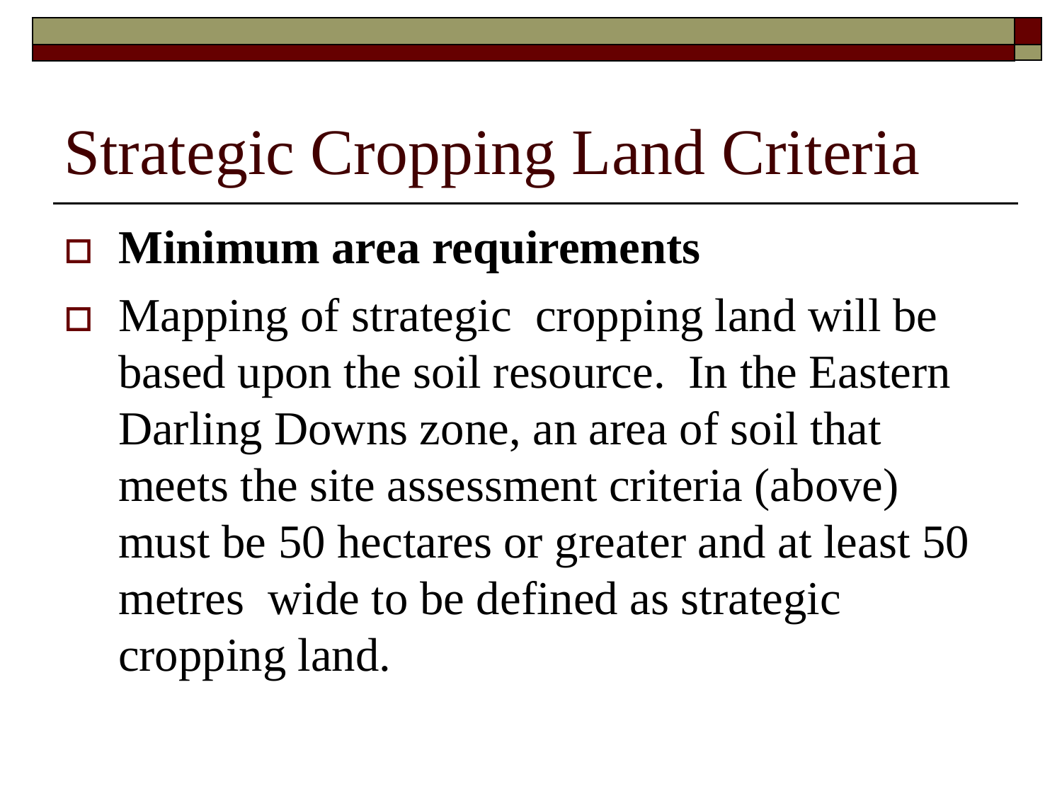# Strategic Cropping Land Criteria

- **Minimum area requirements**
- Mapping of strategic cropping land will be based upon the soil resource. In the Eastern Darling Downs zone, an area of soil that meets the site assessment criteria (above) must be 50 hectares or greater and at least 50 metres wide to be defined as strategic cropping land.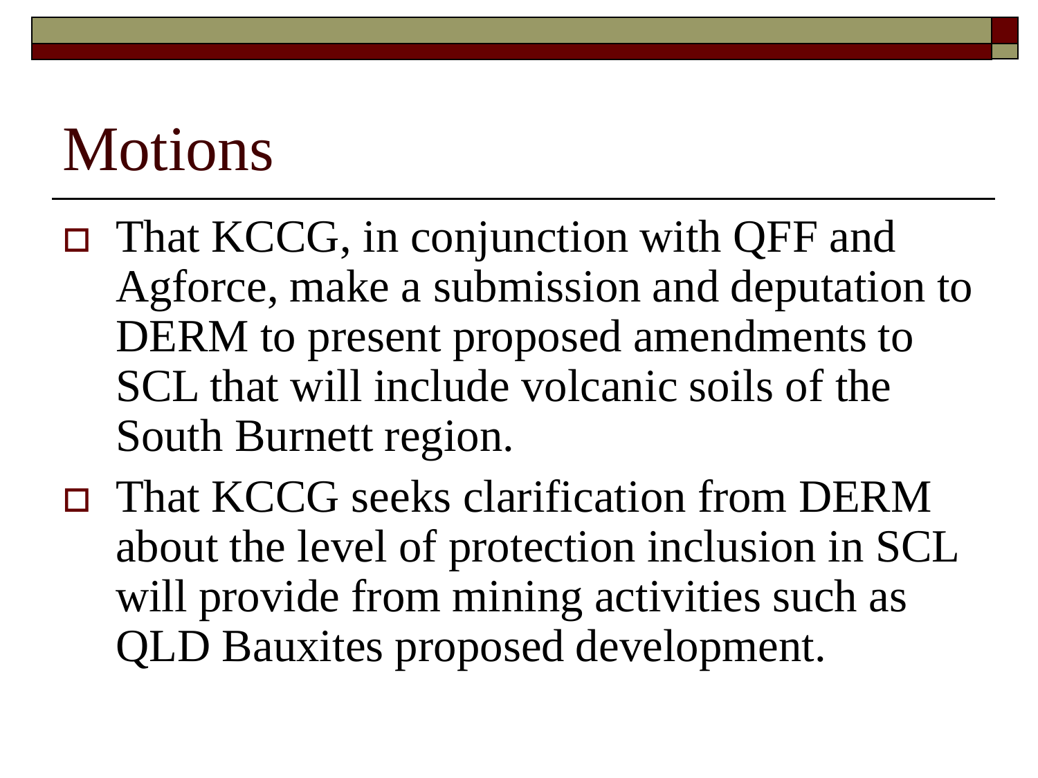# Motions

- That KCCG, in conjunction with QFF and Agforce, make a submission and deputation to DERM to present proposed amendments to SCL that will include volcanic soils of the South Burnett region.
- That KCCG seeks clarification from DERM about the level of protection inclusion in SCL will provide from mining activities such as QLD Bauxites proposed development.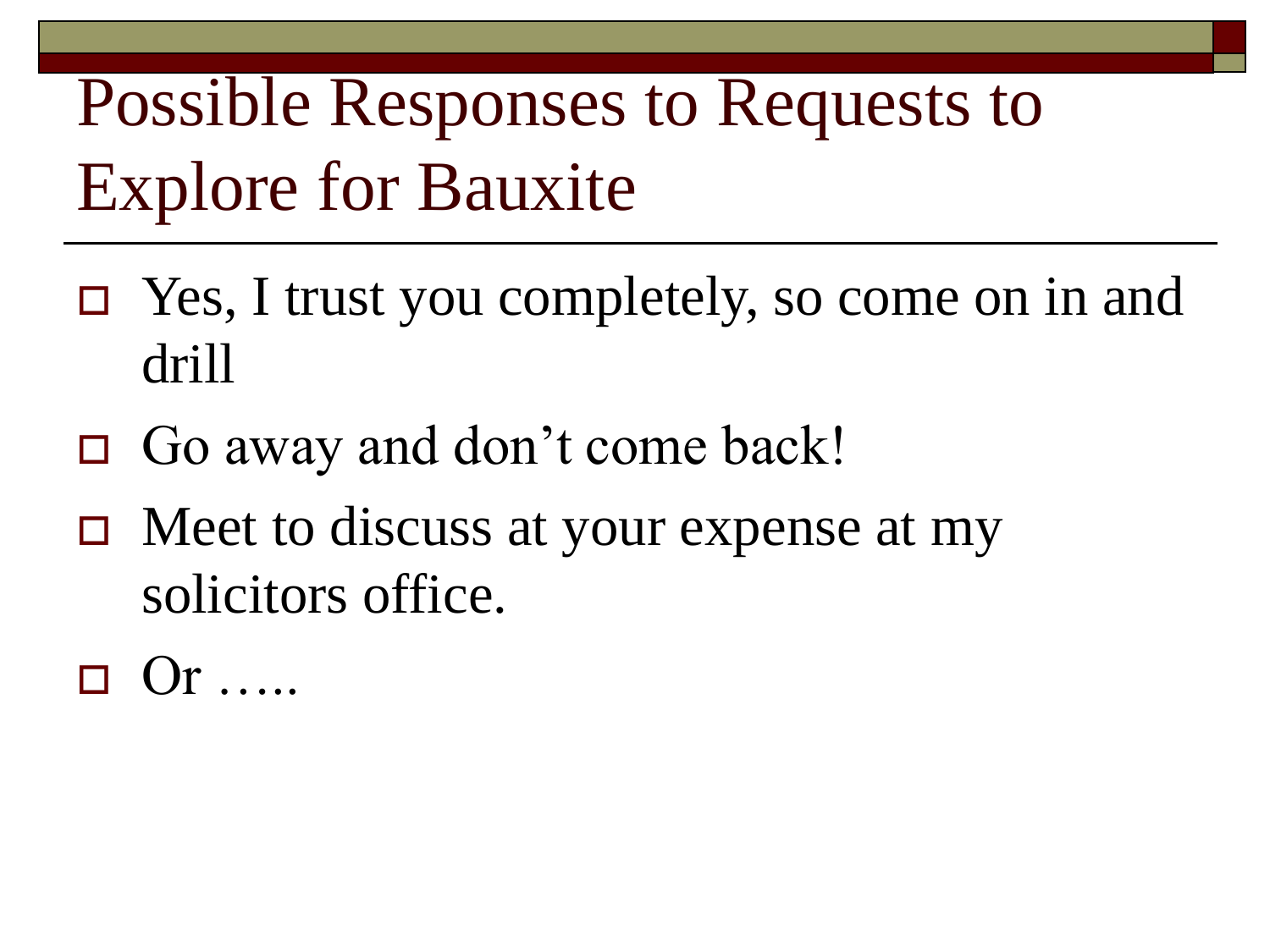# Possible Responses to Requests to Explore for Bauxite

- Yes, I trust you completely, so come on in and drill
- Go away and don't come back!
- Meet to discuss at your expense at my solicitors office.
- Or …..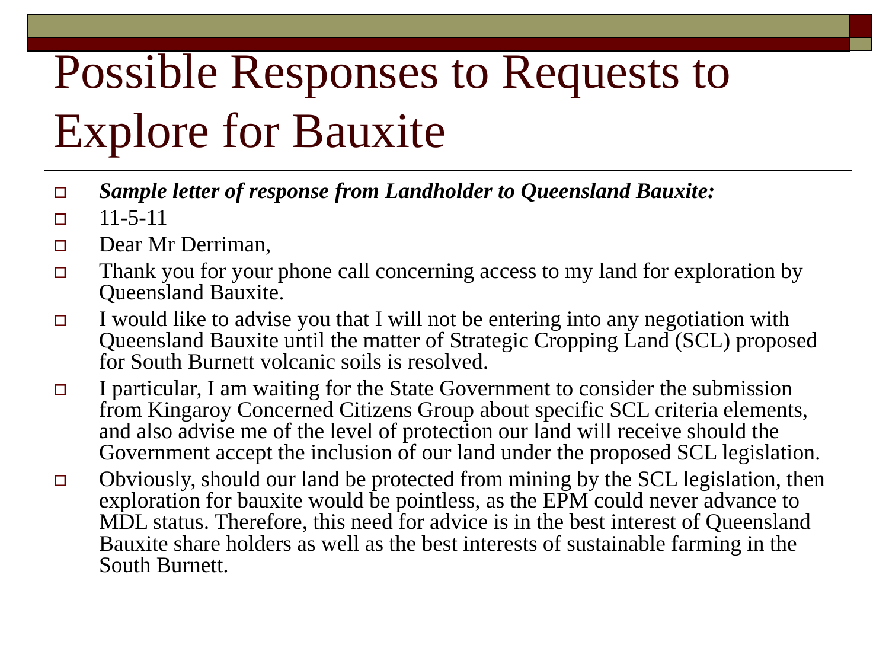# Possible Responses to Requests to Explore for Bauxite

- ***Sample letter of response from Landholder to Queensland Bauxite:***
- 11-5-11
- Dear Mr Derriman,
- Thank you for your phone call concerning access to my land for exploration by Queensland Bauxite.
- I would like to advise you that I will not be entering into any negotiation with Queensland Bauxite until the matter of Strategic Cropping Land (SCL) proposed for South Burnett volcanic soils is resolved.
- I particular, I am waiting for the State Government to consider the submission from Kingaroy Concerned Citizens Group about specific SCL criteria elements, and also advise me of the level of protection our land will receive should the Government accept the inclusion of our land under the proposed SCL legislation.
- Obviously, should our land be protected from mining by the SCL legislation, then exploration for bauxite would be pointless, as the EPM could never advance to MDL status. Therefore, this need for advice is in the best interest of Queensland Bauxite share holders as well as the best interests of sustainable farming in the South Burnett.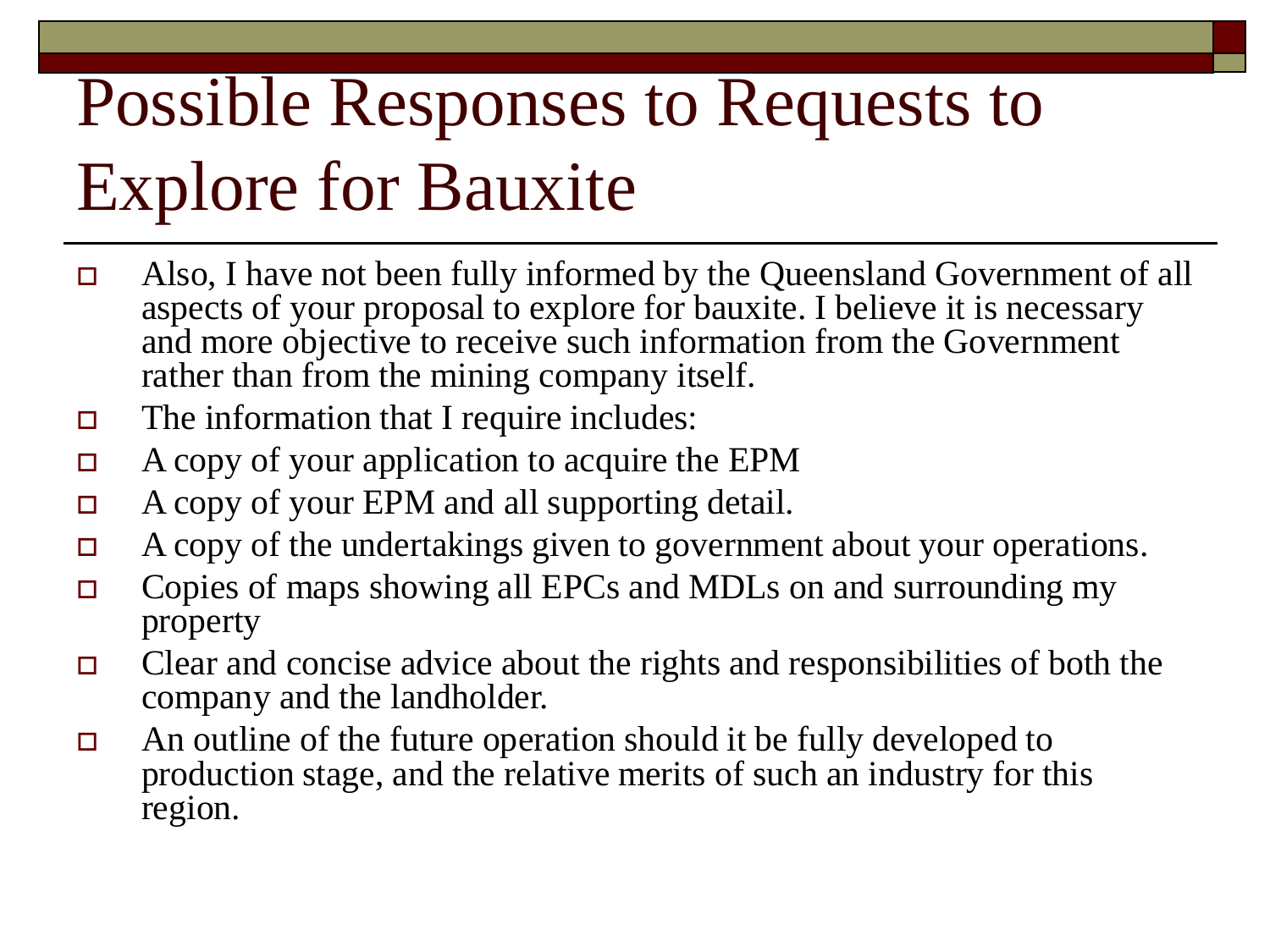# Possible Responses to Requests to Explore for Bauxite

- Also, I have not been fully informed by the Queensland Government of all aspects of your proposal to explore for bauxite. I believe it is necessary and more objective to receive such information from the Government rather than from the mining company itself.
- The information that I require includes:
- A copy of your application to acquire the EPM
- A copy of your EPM and all supporting detail.
- A copy of the undertakings given to government about your operations.
- Copies of maps showing all EPCs and MDLs on and surrounding my property
- Clear and concise advice about the rights and responsibilities of both the company and the landholder.
- An outline of the future operation should it be fully developed to production stage, and the relative merits of such an industry for this region.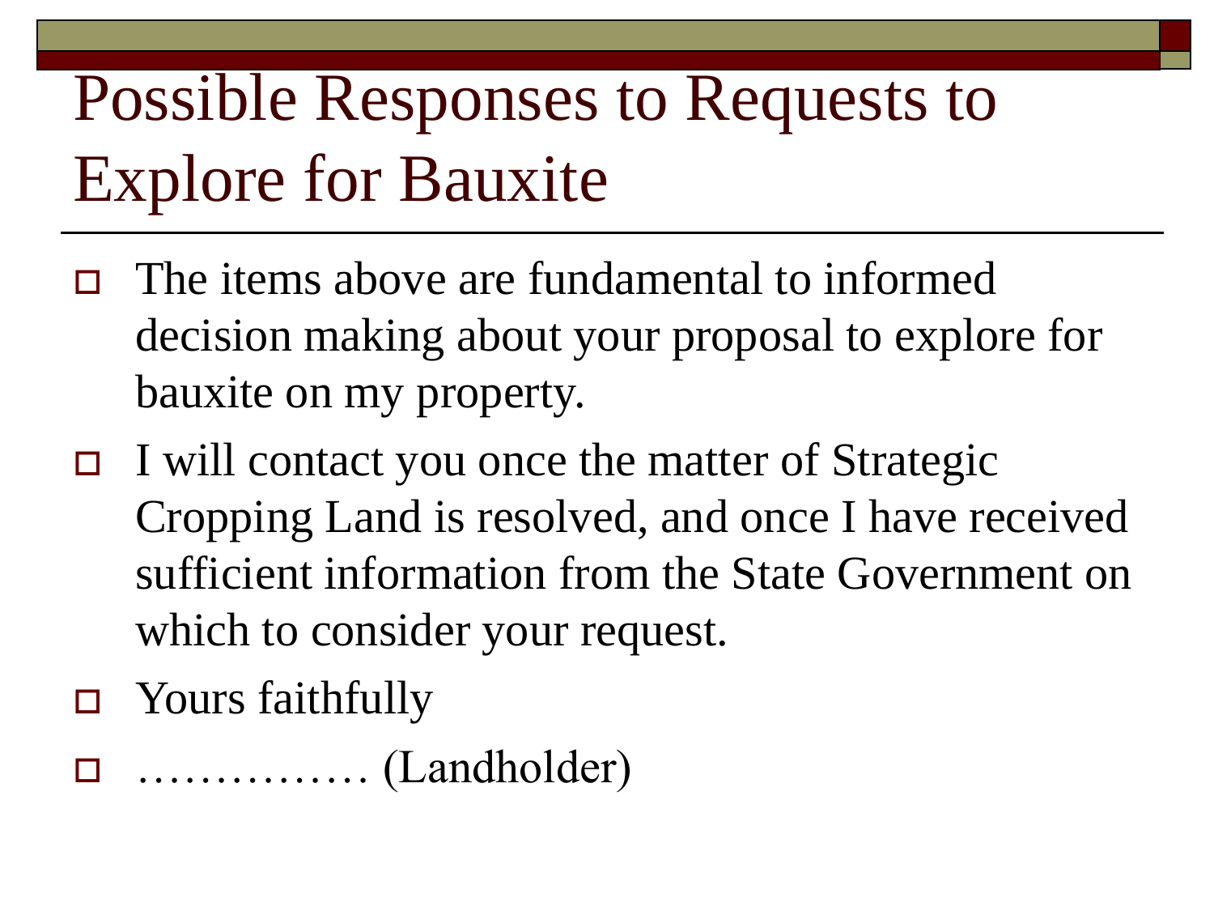# Possible Responses to Requests to Explore for Bauxite

- The items above are fundamental to informed decision making about your proposal to explore for bauxite on my property.
- I will contact you once the matter of Strategic Cropping Land is resolved, and once I have received sufficient information from the State Government on which to consider your request.
- Yours faithfully
- …………… (Landholder)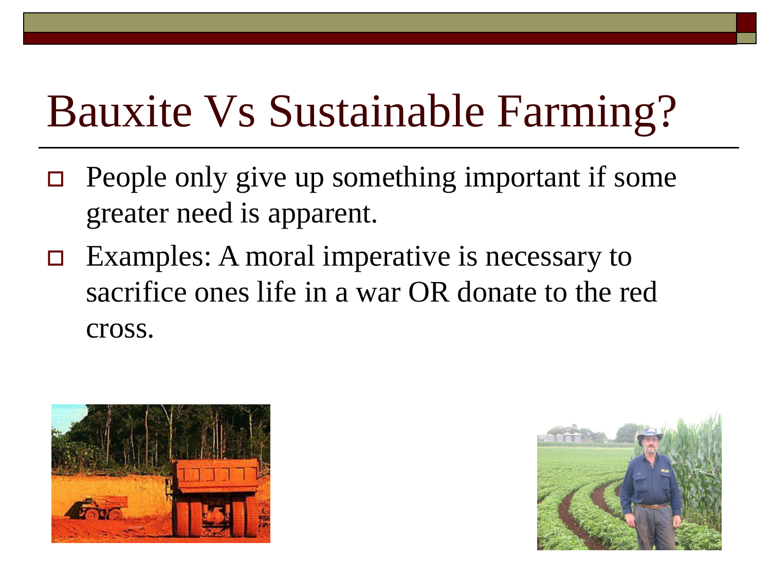# Bauxite Vs Sustainable Farming?

- People only give up something important if some greater need is apparent.
- Examples: A moral imperative is necessary to sacrifice ones life in a war OR donate to the red cross.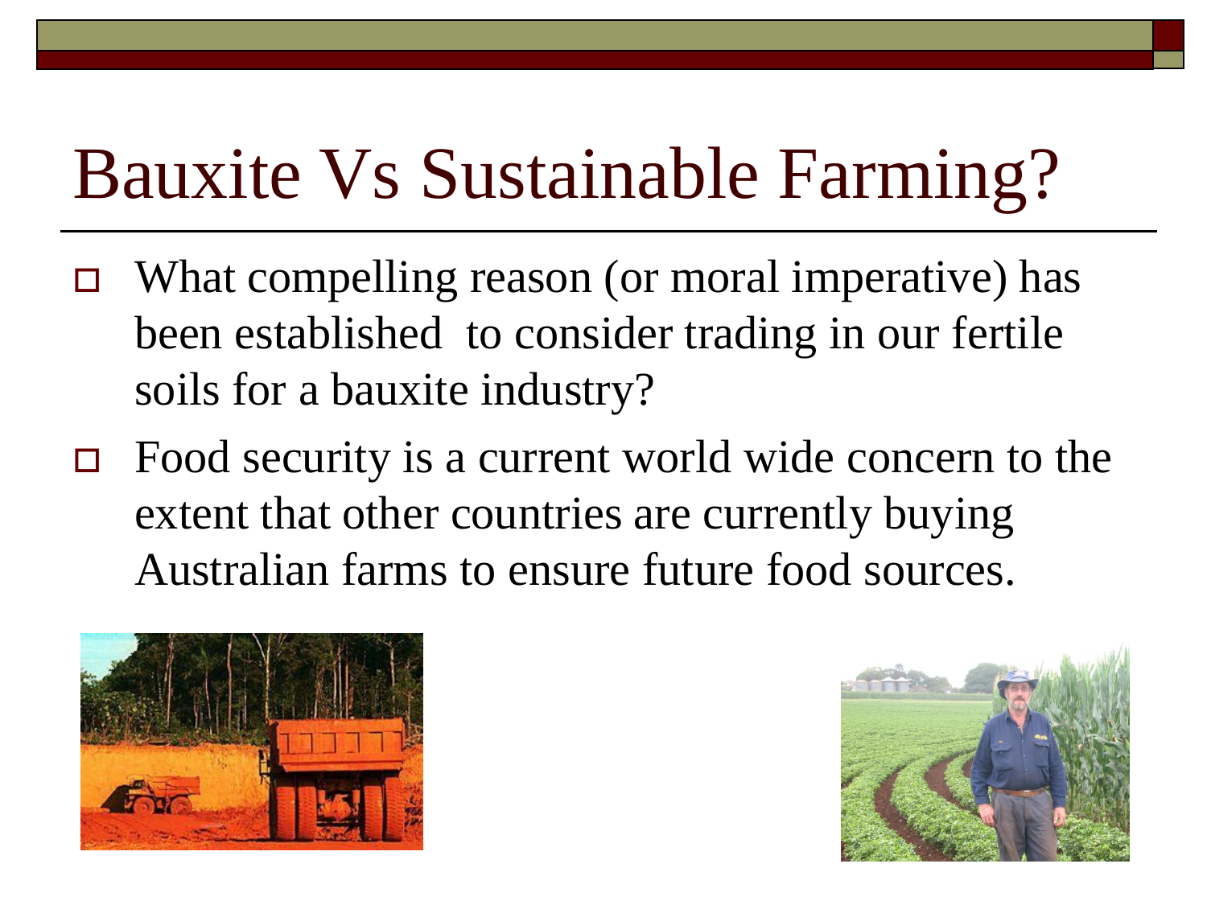# Bauxite Vs Sustainable Farming?

- What compelling reason (or moral imperative) has been established to consider trading in our fertile soils for a bauxite industry?
- Food security is a current world wide concern to the extent that other countries are currently buying Australian farms to ensure future food sources.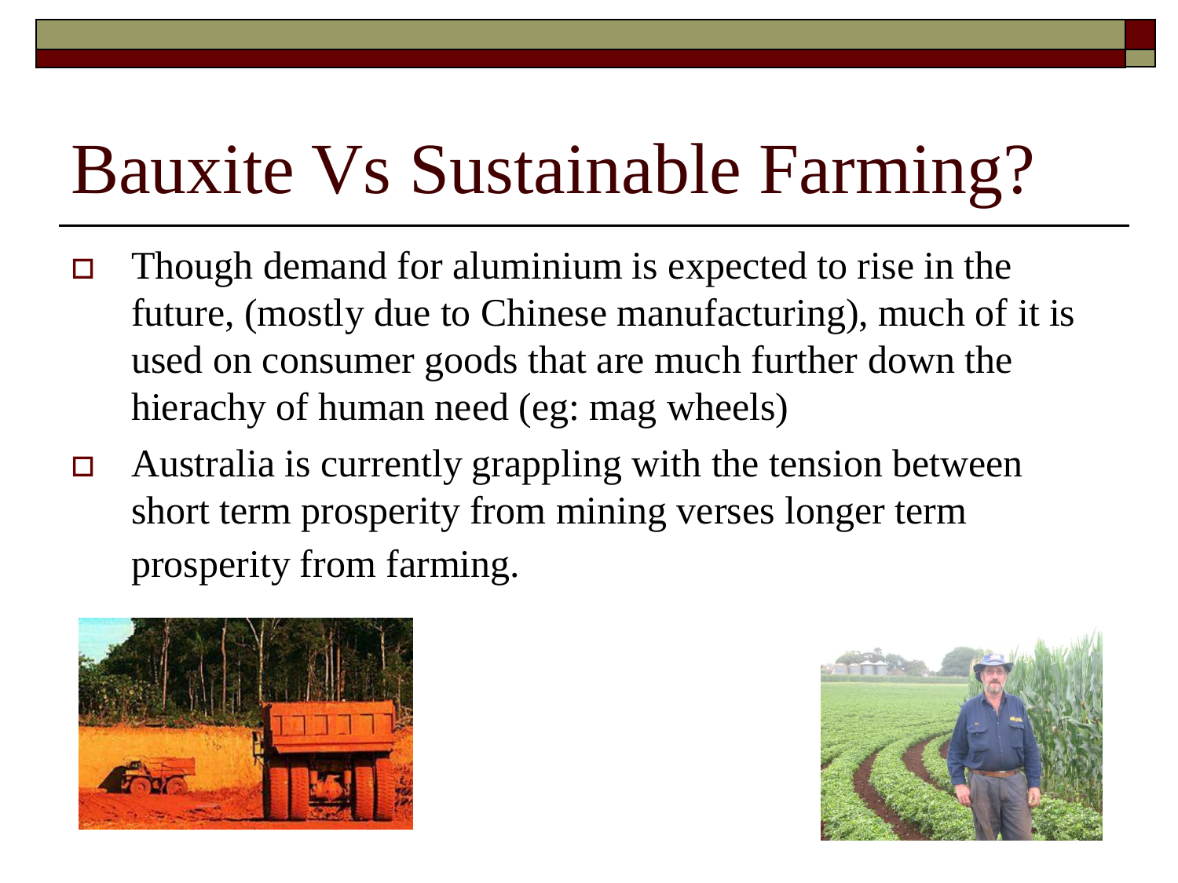# Bauxite Vs Sustainable Farming?

- Though demand for aluminium is expected to rise in the future, (mostly due to Chinese manufacturing), much of it is used on consumer goods that are much further down the hierachy of human need (eg: mag wheels)
- Australia is currently grappling with the tension between short term prosperity from mining verses longer term prosperity from farming.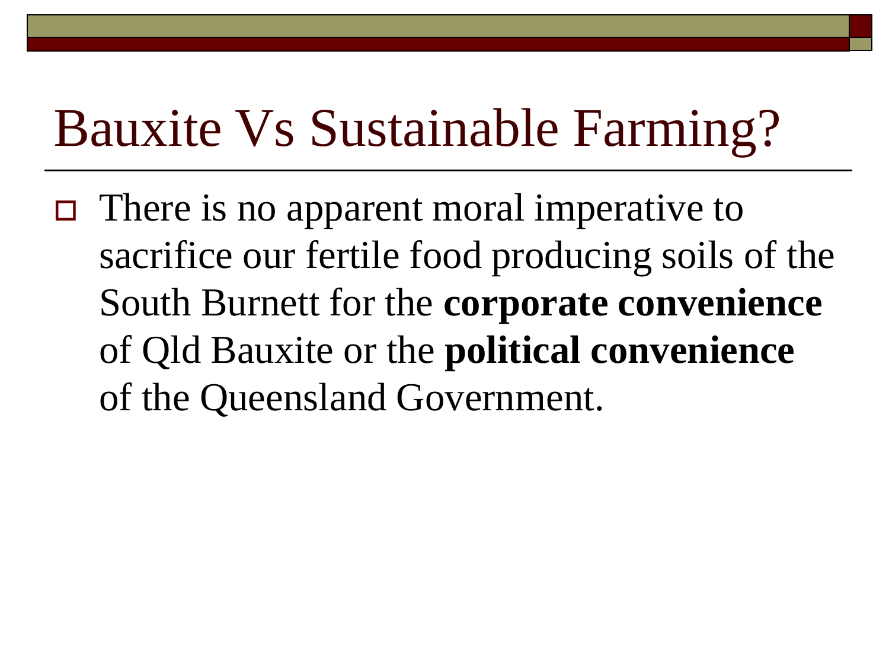# Bauxite Vs Sustainable Farming?

- There is no apparent moral imperative to sacrifice our fertile food producing soils of the South Burnett for the **corporate convenience** of Qld Bauxite or the **political convenience** of the Queensland Government.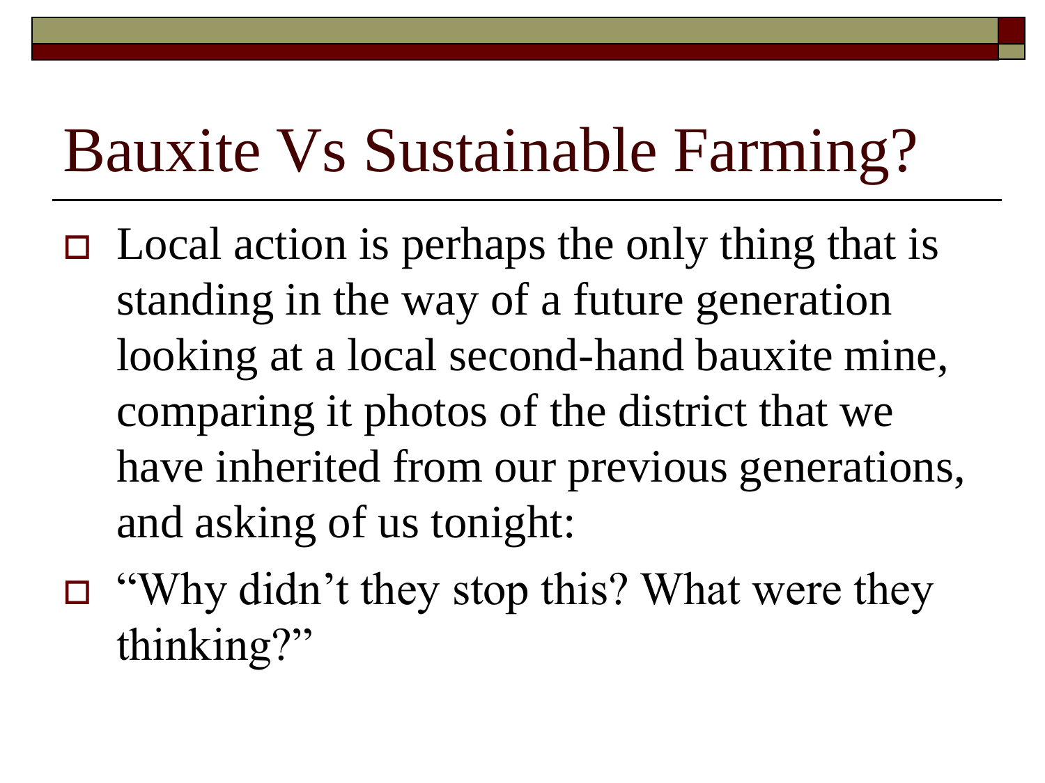# Bauxite Vs Sustainable Farming?

- Local action is perhaps the only thing that is standing in the way of a future generation looking at a local second-hand bauxite mine, comparing it photos of the district that we have inherited from our previous generations, and asking of us tonight:
- "Why didn't they stop this? What were they thinking?"